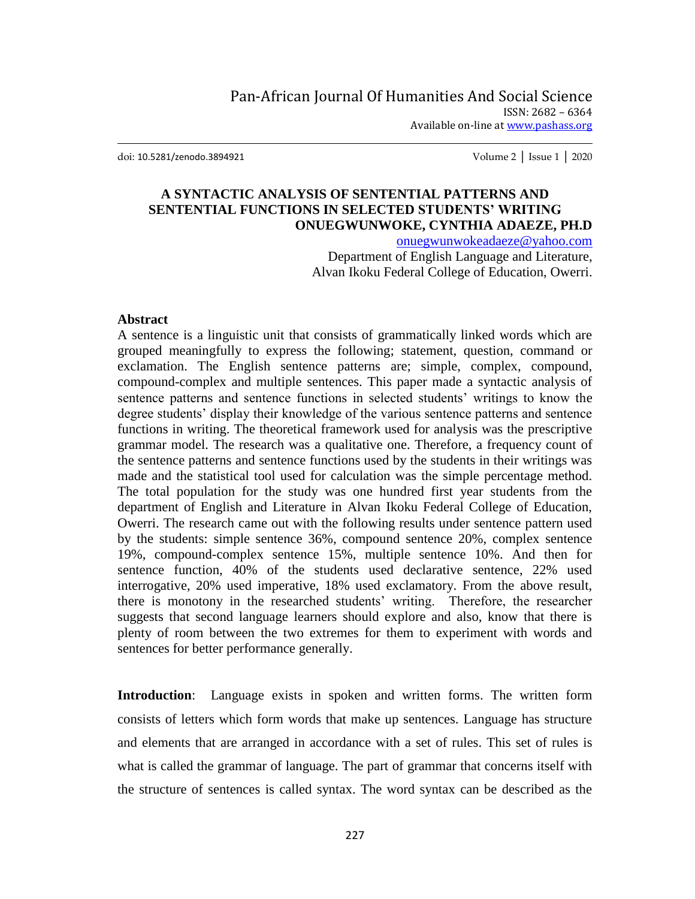# A SYNTACTIC ANALYSIS OF SENTENTIAL PATTERNS AND SENTENTIAL FUNCTIONS IN SELECTED STUDENTS' WRITING

**ONUEGWUNWOKE, CYNTHIA ADAEZE, PH.D**

onuegwunwokeadaeze@yahoo.com

Department of English Language and Literature,
Alvan Ikoku Federal College of Education, Owerri.

## Abstract

A sentence is a linguistic unit that consists of grammatically linked words which are grouped meaningfully to express the following; statement, question, command or exclamation. The English sentence patterns are; simple, complex, compound, compound-complex and multiple sentences. This paper made a syntactic analysis of sentence patterns and sentence functions in selected students' writings to know the degree students' display their knowledge of the various sentence patterns and sentence functions in writing. The theoretical framework used for analysis was the prescriptive grammar model. The research was a qualitative one. Therefore, a frequency count of the sentence patterns and sentence functions used by the students in their writings was made and the statistical tool used for calculation was the simple percentage method. The total population for the study was one hundred first year students from the department of English and Literature in Alvan Ikoku Federal College of Education, Owerri. The research came out with the following results under sentence pattern used by the students: simple sentence 36%, compound sentence 20%, complex sentence 19%, compound-complex sentence 15%, multiple sentence 10%. And then for sentence function, 40% of the students used declarative sentence, 22% used interrogative, 20% used imperative, 18% used exclamatory. From the above result, there is monotony in the researched students' writing. Therefore, the researcher suggests that second language learners should explore and also, know that there is plenty of room between the two extremes for them to experiment with words and sentences for better performance generally.

**Introduction**: Language exists in spoken and written forms. The written form consists of letters which form words that make up sentences. Language has structure and elements that are arranged in accordance with a set of rules. This set of rules is what is called the grammar of language. The part of grammar that concerns itself with the structure of sentences is called syntax. The word syntax can be described as the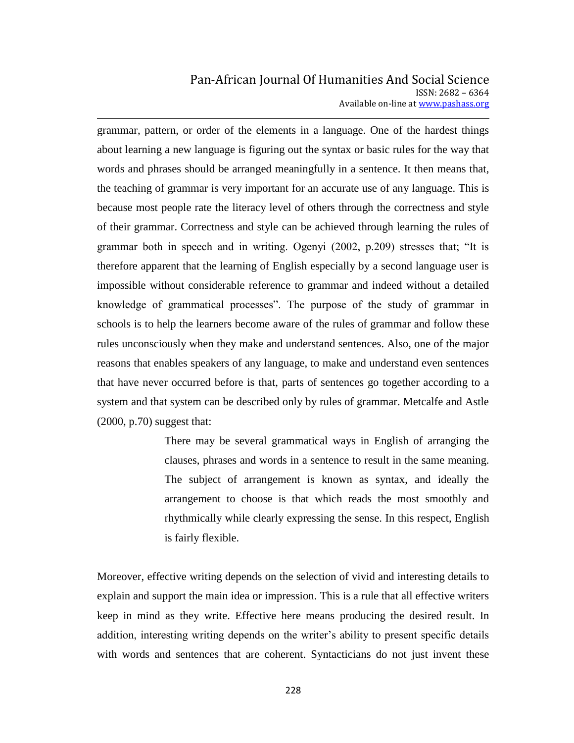grammar, pattern, or order of the elements in a language. One of the hardest things about learning a new language is figuring out the syntax or basic rules for the way that words and phrases should be arranged meaningfully in a sentence. It then means that, the teaching of grammar is very important for an accurate use of any language. This is because most people rate the literacy level of others through the correctness and style of their grammar. Correctness and style can be achieved through learning the rules of grammar both in speech and in writing. Ogenyi (2002, p.209) stresses that; "It is therefore apparent that the learning of English especially by a second language user is impossible without considerable reference to grammar and indeed without a detailed knowledge of grammatical processes". The purpose of the study of grammar in schools is to help the learners become aware of the rules of grammar and follow these rules unconsciously when they make and understand sentences. Also, one of the major reasons that enables speakers of any language, to make and understand even sentences that have never occurred before is that, parts of sentences go together according to a system and that system can be described only by rules of grammar. Metcalfe and Astle (2000, p.70) suggest that:

> There may be several grammatical ways in English of arranging the clauses, phrases and words in a sentence to result in the same meaning. The subject of arrangement is known as syntax, and ideally the arrangement to choose is that which reads the most smoothly and rhythmically while clearly expressing the sense. In this respect, English is fairly flexible.

Moreover, effective writing depends on the selection of vivid and interesting details to explain and support the main idea or impression. This is a rule that all effective writers keep in mind as they write. Effective here means producing the desired result. In addition, interesting writing depends on the writer's ability to present specific details with words and sentences that are coherent. Syntacticians do not just invent these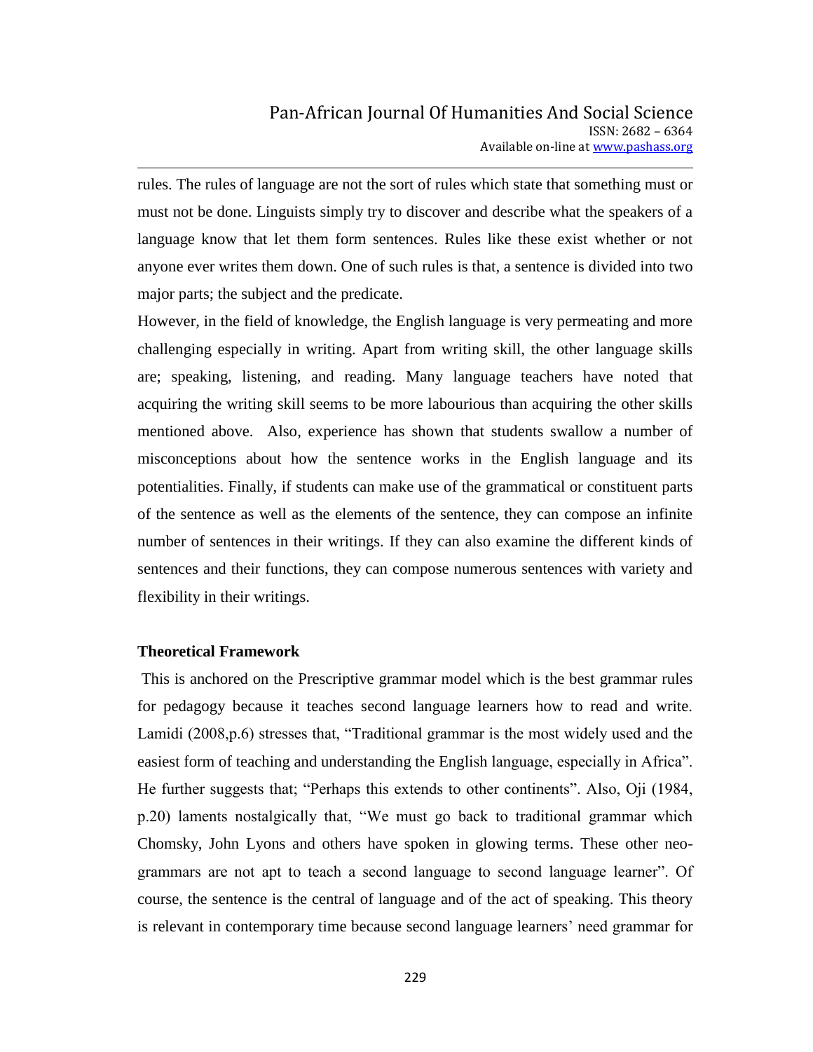rules. The rules of language are not the sort of rules which state that something must or must not be done. Linguists simply try to discover and describe what the speakers of a language know that let them form sentences. Rules like these exist whether or not anyone ever writes them down. One of such rules is that, a sentence is divided into two major parts; the subject and the predicate.

However, in the field of knowledge, the English language is very permeating and more challenging especially in writing. Apart from writing skill, the other language skills are; speaking, listening, and reading. Many language teachers have noted that acquiring the writing skill seems to be more labourious than acquiring the other skills mentioned above. Also, experience has shown that students swallow a number of misconceptions about how the sentence works in the English language and its potentialities. Finally, if students can make use of the grammatical or constituent parts of the sentence as well as the elements of the sentence, they can compose an infinite number of sentences in their writings. If they can also examine the different kinds of sentences and their functions, they can compose numerous sentences with variety and flexibility in their writings.

**Theoretical Framework**

This is anchored on the Prescriptive grammar model which is the best grammar rules for pedagogy because it teaches second language learners how to read and write. Lamidi (2008,p.6) stresses that, "Traditional grammar is the most widely used and the easiest form of teaching and understanding the English language, especially in Africa". He further suggests that; "Perhaps this extends to other continents". Also, Oji (1984, p.20) laments nostalgically that, "We must go back to traditional grammar which Chomsky, John Lyons and others have spoken in glowing terms. These other neo-grammars are not apt to teach a second language to second language learner". Of course, the sentence is the central of language and of the act of speaking. This theory is relevant in contemporary time because second language learners' need grammar for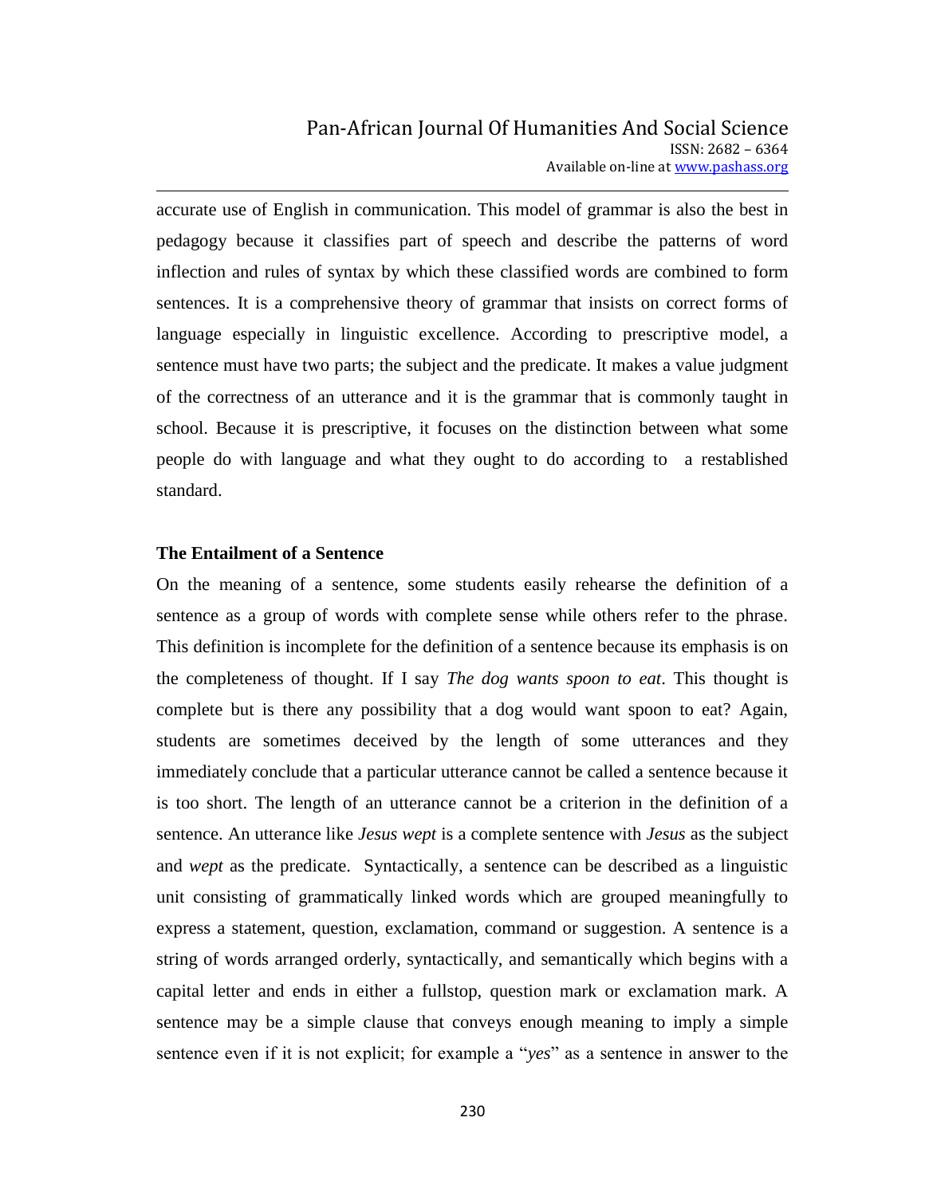accurate use of English in communication. This model of grammar is also the best in pedagogy because it classifies part of speech and describe the patterns of word inflection and rules of syntax by which these classified words are combined to form sentences. It is a comprehensive theory of grammar that insists on correct forms of language especially in linguistic excellence. According to prescriptive model, a sentence must have two parts; the subject and the predicate. It makes a value judgment of the correctness of an utterance and it is the grammar that is commonly taught in school. Because it is prescriptive, it focuses on the distinction between what some people do with language and what they ought to do according to a restablished standard.

### The Entailment of a Sentence

On the meaning of a sentence, some students easily rehearse the definition of a sentence as a group of words with complete sense while others refer to the phrase. This definition is incomplete for the definition of a sentence because its emphasis is on the completeness of thought. If I say *The dog wants spoon to eat*. This thought is complete but is there any possibility that a dog would want spoon to eat? Again, students are sometimes deceived by the length of some utterances and they immediately conclude that a particular utterance cannot be called a sentence because it is too short. The length of an utterance cannot be a criterion in the definition of a sentence. An utterance like *Jesus wept* is a complete sentence with *Jesus* as the subject and *wept* as the predicate. Syntactically, a sentence can be described as a linguistic unit consisting of grammatically linked words which are grouped meaningfully to express a statement, question, exclamation, command or suggestion. A sentence is a string of words arranged orderly, syntactically, and semantically which begins with a capital letter and ends in either a fullstop, question mark or exclamation mark. A sentence may be a simple clause that conveys enough meaning to imply a simple sentence even if it is not explicit; for example a "*yes*" as a sentence in answer to the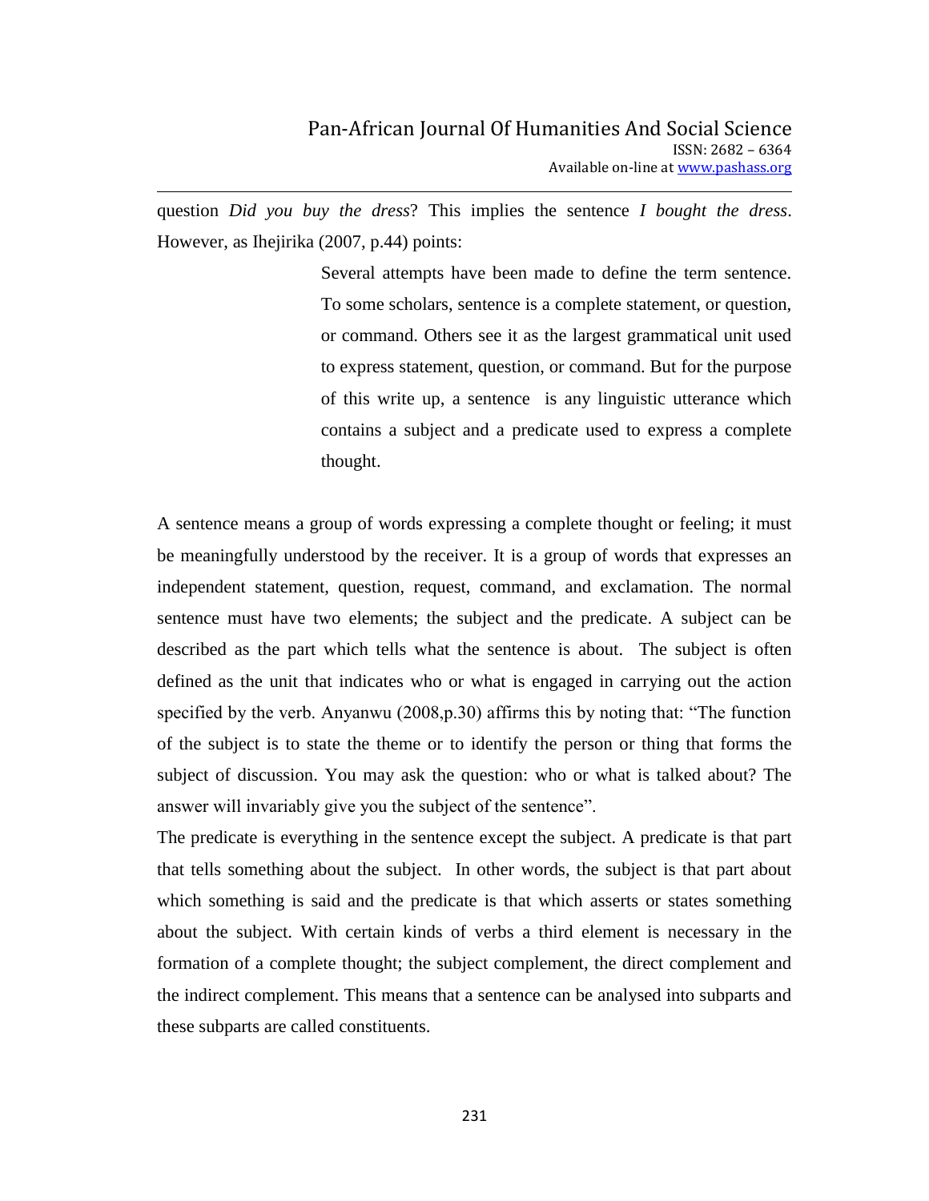question *Did you buy the dress*? This implies the sentence *I bought the dress*. However, as Ihejirika (2007, p.44) points:

> Several attempts have been made to define the term sentence. To some scholars, sentence is a complete statement, or question, or command. Others see it as the largest grammatical unit used to express statement, question, or command. But for the purpose of this write up, a sentence is any linguistic utterance which contains a subject and a predicate used to express a complete thought.

A sentence means a group of words expressing a complete thought or feeling; it must be meaningfully understood by the receiver. It is a group of words that expresses an independent statement, question, request, command, and exclamation. The normal sentence must have two elements; the subject and the predicate. A subject can be described as the part which tells what the sentence is about. The subject is often defined as the unit that indicates who or what is engaged in carrying out the action specified by the verb. Anyanwu (2008,p.30) affirms this by noting that: "The function of the subject is to state the theme or to identify the person or thing that forms the subject of discussion. You may ask the question: who or what is talked about? The answer will invariably give you the subject of the sentence".

The predicate is everything in the sentence except the subject. A predicate is that part that tells something about the subject. In other words, the subject is that part about which something is said and the predicate is that which asserts or states something about the subject. With certain kinds of verbs a third element is necessary in the formation of a complete thought; the subject complement, the direct complement and the indirect complement. This means that a sentence can be analysed into subparts and these subparts are called constituents.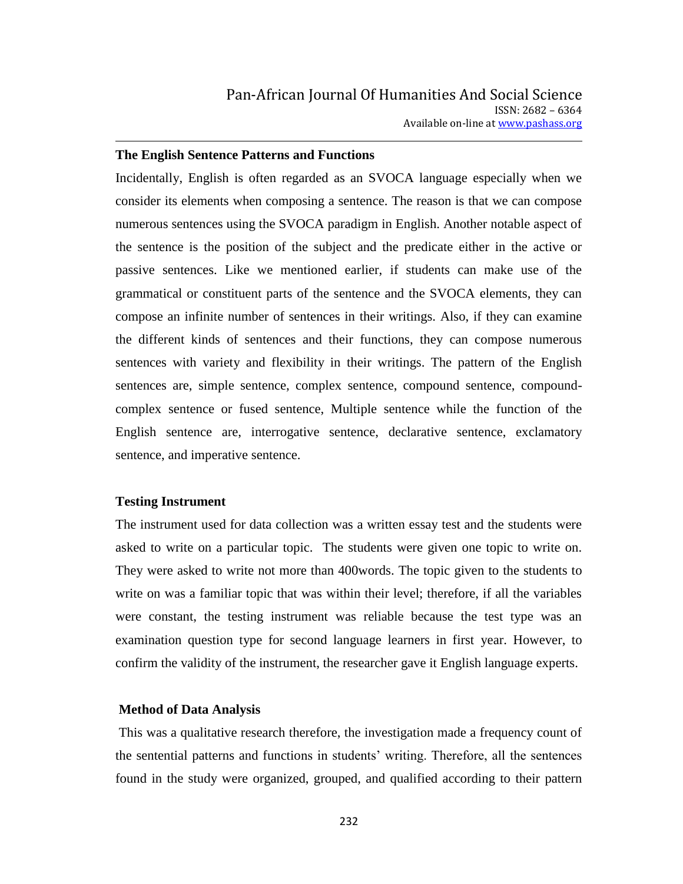## The English Sentence Patterns and Functions

Incidentally, English is often regarded as an SVOCA language especially when we consider its elements when composing a sentence. The reason is that we can compose numerous sentences using the SVOCA paradigm in English. Another notable aspect of the sentence is the position of the subject and the predicate either in the active or passive sentences. Like we mentioned earlier, if students can make use of the grammatical or constituent parts of the sentence and the SVOCA elements, they can compose an infinite number of sentences in their writings. Also, if they can examine the different kinds of sentences and their functions, they can compose numerous sentences with variety and flexibility in their writings. The pattern of the English sentences are, simple sentence, complex sentence, compound sentence, compound-complex sentence or fused sentence, Multiple sentence while the function of the English sentence are, interrogative sentence, declarative sentence, exclamatory sentence, and imperative sentence.

## Testing Instrument

The instrument used for data collection was a written essay test and the students were asked to write on a particular topic. The students were given one topic to write on. They were asked to write not more than 400words. The topic given to the students to write on was a familiar topic that was within their level; therefore, if all the variables were constant, the testing instrument was reliable because the test type was an examination question type for second language learners in first year. However, to confirm the validity of the instrument, the researcher gave it English language experts.

## Method of Data Analysis

This was a qualitative research therefore, the investigation made a frequency count of the sentential patterns and functions in students' writing. Therefore, all the sentences found in the study were organized, grouped, and qualified according to their pattern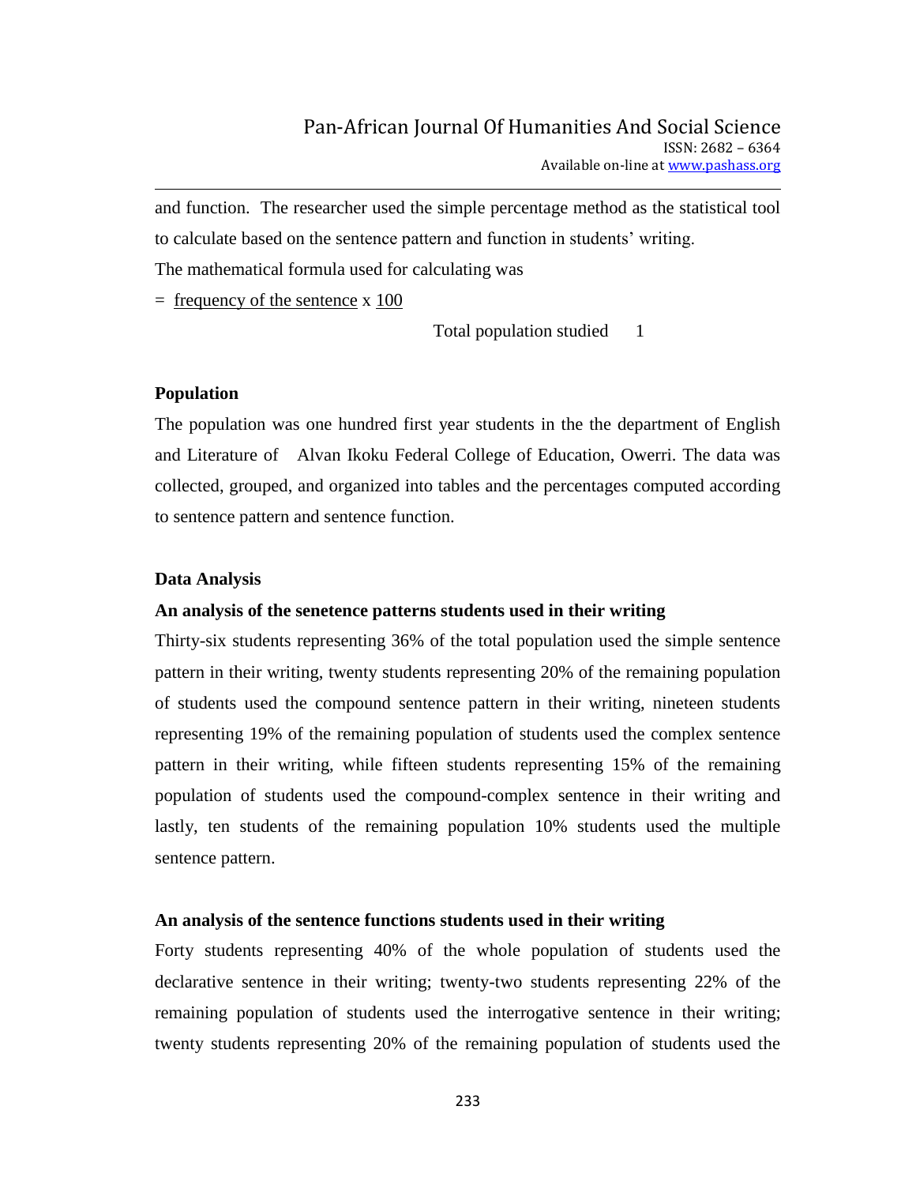and function. The researcher used the simple percentage method as the statistical tool to calculate based on the sentence pattern and function in students' writing.

The mathematical formula used for calculating was

$$= \frac{\text{frequency of the sentence}}{\text{Total population studied}} \times \frac{100}{1}$$

### Population

The population was one hundred first year students in the the department of English and Literature of Alvan Ikoku Federal College of Education, Owerri. The data was collected, grouped, and organized into tables and the percentages computed according to sentence pattern and sentence function.

### Data Analysis

**An analysis of the senetence patterns students used in their writing**

Thirty-six students representing 36% of the total population used the simple sentence pattern in their writing, twenty students representing 20% of the remaining population of students used the compound sentence pattern in their writing, nineteen students representing 19% of the remaining population of students used the complex sentence pattern in their writing, while fifteen students representing 15% of the remaining population of students used the compound-complex sentence in their writing and lastly, ten students of the remaining population 10% students used the multiple sentence pattern.

**An analysis of the sentence functions students used in their writing**

Forty students representing 40% of the whole population of students used the declarative sentence in their writing; twenty-two students representing 22% of the remaining population of students used the interrogative sentence in their writing; twenty students representing 20% of the remaining population of students used the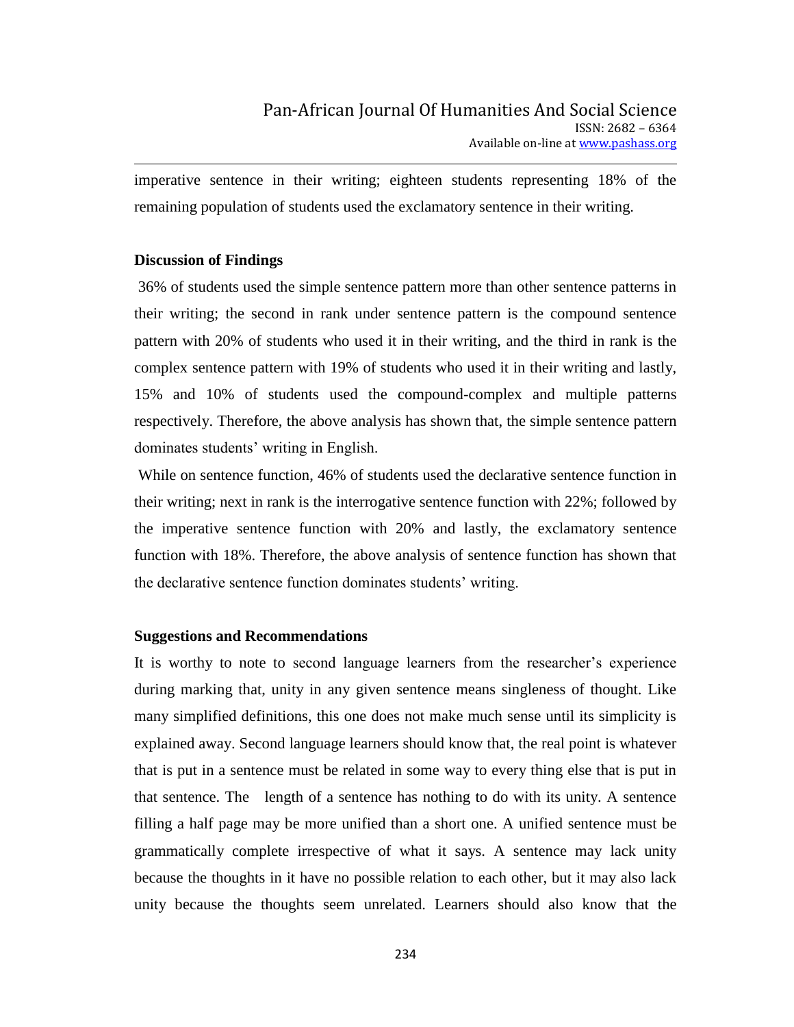imperative sentence in their writing; eighteen students representing 18% of the remaining population of students used the exclamatory sentence in their writing.

**Discussion of Findings**

36% of students used the simple sentence pattern more than other sentence patterns in their writing; the second in rank under sentence pattern is the compound sentence pattern with 20% of students who used it in their writing, and the third in rank is the complex sentence pattern with 19% of students who used it in their writing and lastly, 15% and 10% of students used the compound-complex and multiple patterns respectively. Therefore, the above analysis has shown that, the simple sentence pattern dominates students' writing in English.

While on sentence function, 46% of students used the declarative sentence function in their writing; next in rank is the interrogative sentence function with 22%; followed by the imperative sentence function with 20% and lastly, the exclamatory sentence function with 18%. Therefore, the above analysis of sentence function has shown that the declarative sentence function dominates students' writing.

**Suggestions and Recommendations**

It is worthy to note to second language learners from the researcher's experience during marking that, unity in any given sentence means singleness of thought. Like many simplified definitions, this one does not make much sense until its simplicity is explained away. Second language learners should know that, the real point is whatever that is put in a sentence must be related in some way to every thing else that is put in that sentence. The length of a sentence has nothing to do with its unity. A sentence filling a half page may be more unified than a short one. A unified sentence must be grammatically complete irrespective of what it says. A sentence may lack unity because the thoughts in it have no possible relation to each other, but it may also lack unity because the thoughts seem unrelated. Learners should also know that the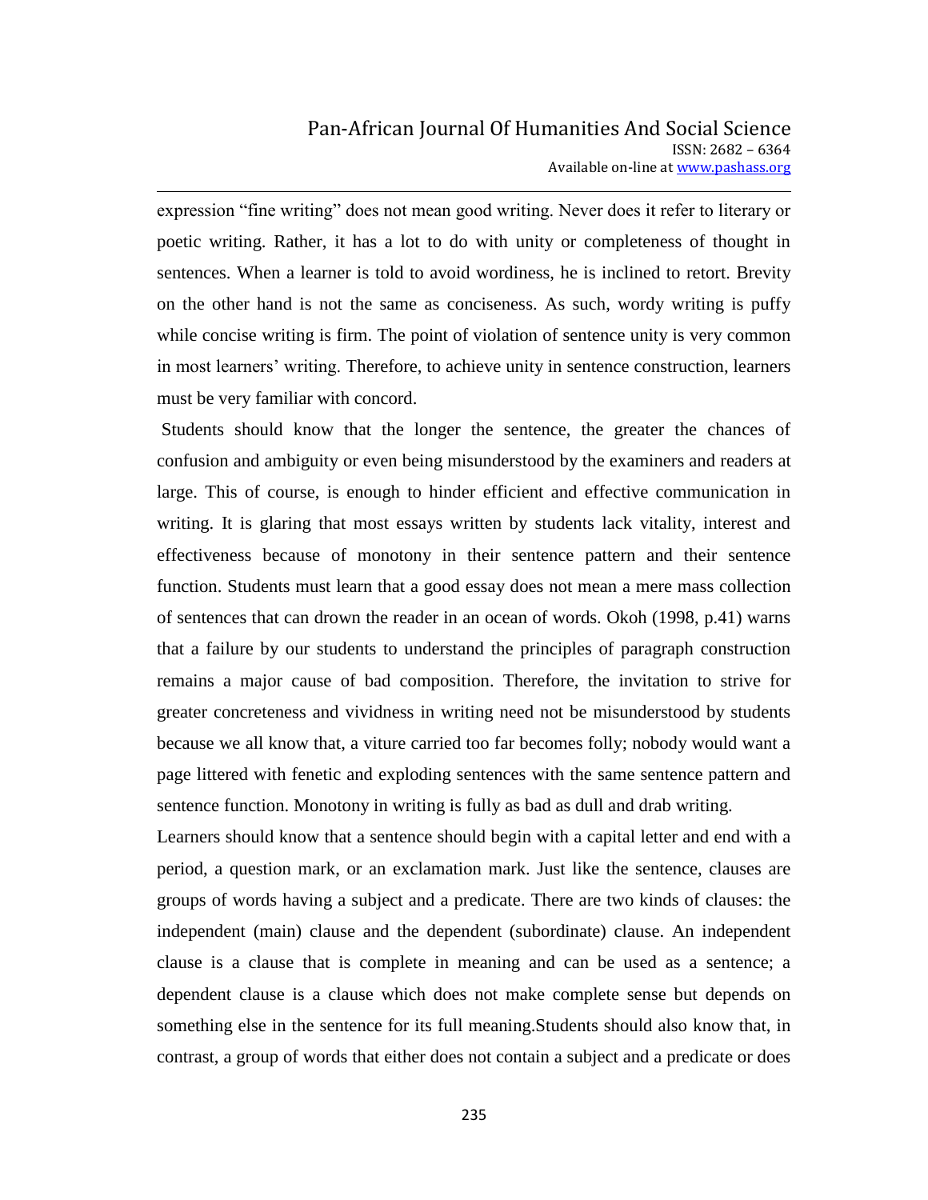expression "fine writing" does not mean good writing. Never does it refer to literary or poetic writing. Rather, it has a lot to do with unity or completeness of thought in sentences. When a learner is told to avoid wordiness, he is inclined to retort. Brevity on the other hand is not the same as conciseness. As such, wordy writing is puffy while concise writing is firm. The point of violation of sentence unity is very common in most learners' writing. Therefore, to achieve unity in sentence construction, learners must be very familiar with concord.

Students should know that the longer the sentence, the greater the chances of confusion and ambiguity or even being misunderstood by the examiners and readers at large. This of course, is enough to hinder efficient and effective communication in writing. It is glaring that most essays written by students lack vitality, interest and effectiveness because of monotony in their sentence pattern and their sentence function. Students must learn that a good essay does not mean a mere mass collection of sentences that can drown the reader in an ocean of words. Okoh (1998, p.41) warns that a failure by our students to understand the principles of paragraph construction remains a major cause of bad composition. Therefore, the invitation to strive for greater concreteness and vividness in writing need not be misunderstood by students because we all know that, a viture carried too far becomes folly; nobody would want a page littered with fenetic and exploding sentences with the same sentence pattern and sentence function. Monotony in writing is fully as bad as dull and drab writing.

Learners should know that a sentence should begin with a capital letter and end with a period, a question mark, or an exclamation mark. Just like the sentence, clauses are groups of words having a subject and a predicate. There are two kinds of clauses: the independent (main) clause and the dependent (subordinate) clause. An independent clause is a clause that is complete in meaning and can be used as a sentence; a dependent clause is a clause which does not make complete sense but depends on something else in the sentence for its full meaning.Students should also know that, in contrast, a group of words that either does not contain a subject and a predicate or does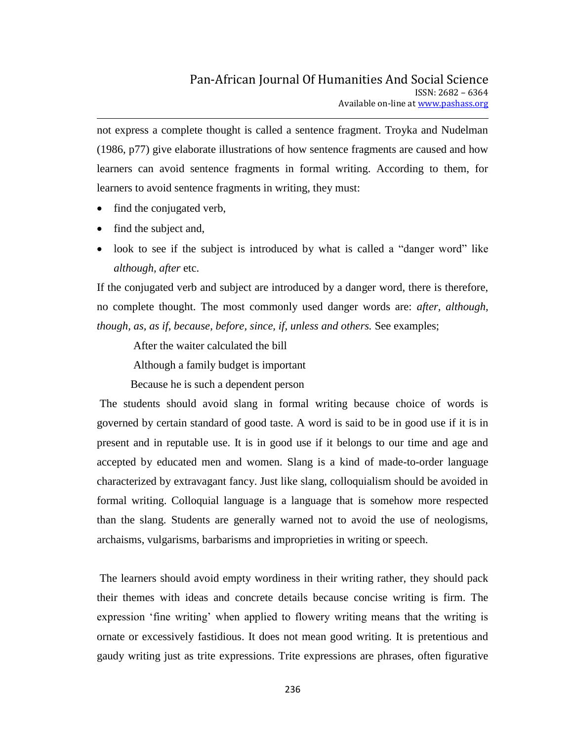not express a complete thought is called a sentence fragment. Troyka and Nudelman (1986, p77) give elaborate illustrations of how sentence fragments are caused and how learners can avoid sentence fragments in formal writing. According to them, for learners to avoid sentence fragments in writing, they must:

- find the conjugated verb,
- find the subject and,
- look to see if the subject is introduced by what is called a "danger word" like *although, after* etc.

If the conjugated verb and subject are introduced by a danger word, there is therefore, no complete thought. The most commonly used danger words are: *after, although, though, as, as if, because, before, since, if, unless and others.* See examples;

After the waiter calculated the bill

Although a family budget is important

Because he is such a dependent person

The students should avoid slang in formal writing because choice of words is governed by certain standard of good taste. A word is said to be in good use if it is in present and in reputable use. It is in good use if it belongs to our time and age and accepted by educated men and women. Slang is a kind of made-to-order language characterized by extravagant fancy. Just like slang, colloquialism should be avoided in formal writing. Colloquial language is a language that is somehow more respected than the slang. Students are generally warned not to avoid the use of neologisms, archaisms, vulgarisms, barbarisms and improprieties in writing or speech.

The learners should avoid empty wordiness in their writing rather, they should pack their themes with ideas and concrete details because concise writing is firm. The expression 'fine writing' when applied to flowery writing means that the writing is ornate or excessively fastidious. It does not mean good writing. It is pretentious and gaudy writing just as trite expressions. Trite expressions are phrases, often figurative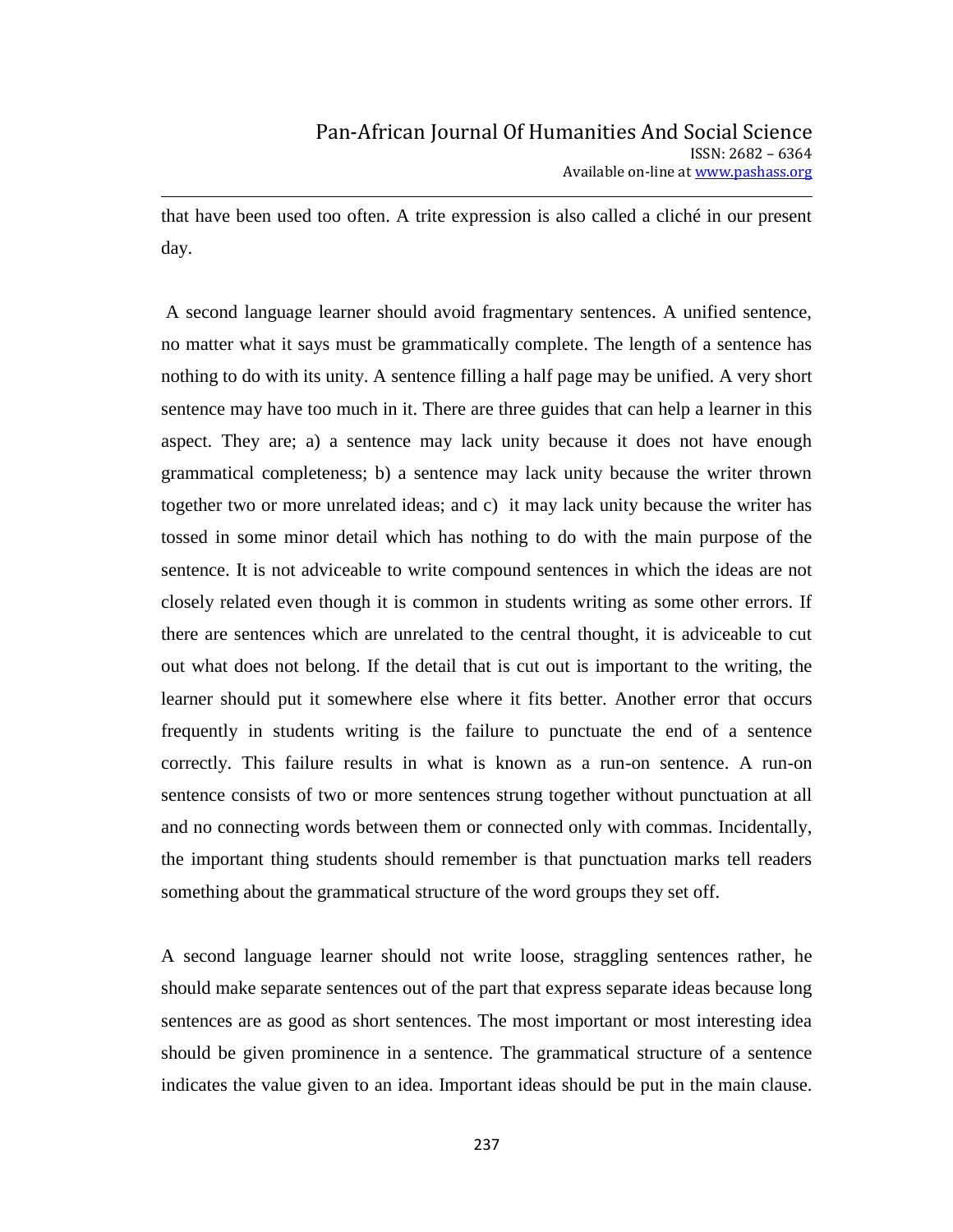that have been used too often. A trite expression is also called a cliché in our present day.

A second language learner should avoid fragmentary sentences. A unified sentence, no matter what it says must be grammatically complete. The length of a sentence has nothing to do with its unity. A sentence filling a half page may be unified. A very short sentence may have too much in it. There are three guides that can help a learner in this aspect. They are; a) a sentence may lack unity because it does not have enough grammatical completeness; b) a sentence may lack unity because the writer thrown together two or more unrelated ideas; and c) it may lack unity because the writer has tossed in some minor detail which has nothing to do with the main purpose of the sentence. It is not adviceable to write compound sentences in which the ideas are not closely related even though it is common in students writing as some other errors. If there are sentences which are unrelated to the central thought, it is adviceable to cut out what does not belong. If the detail that is cut out is important to the writing, the learner should put it somewhere else where it fits better. Another error that occurs frequently in students writing is the failure to punctuate the end of a sentence correctly. This failure results in what is known as a run-on sentence. A run-on sentence consists of two or more sentences strung together without punctuation at all and no connecting words between them or connected only with commas. Incidentally, the important thing students should remember is that punctuation marks tell readers something about the grammatical structure of the word groups they set off.

A second language learner should not write loose, straggling sentences rather, he should make separate sentences out of the part that express separate ideas because long sentences are as good as short sentences. The most important or most interesting idea should be given prominence in a sentence. The grammatical structure of a sentence indicates the value given to an idea. Important ideas should be put in the main clause.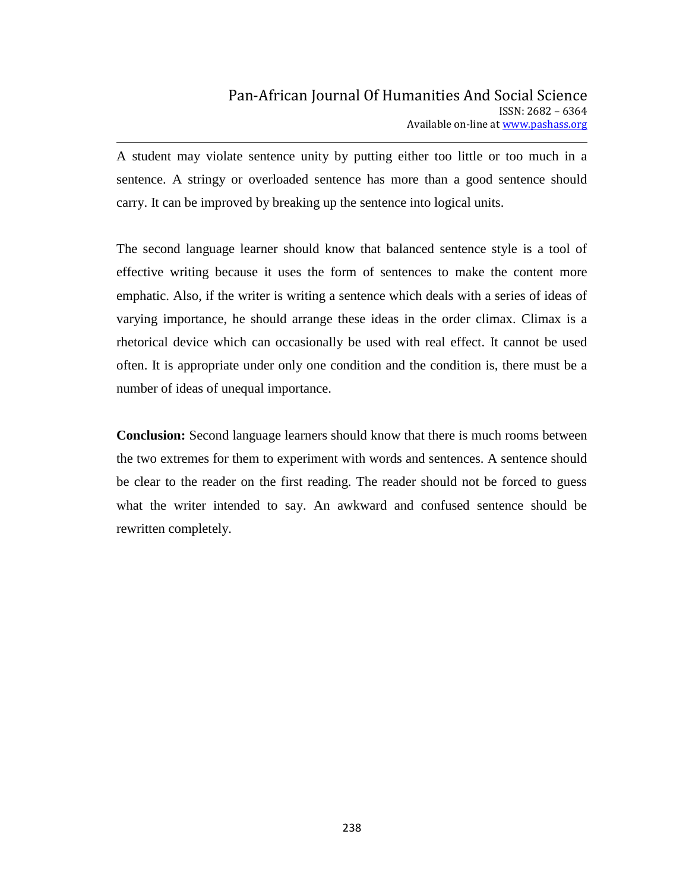A student may violate sentence unity by putting either too little or too much in a sentence. A stringy or overloaded sentence has more than a good sentence should carry. It can be improved by breaking up the sentence into logical units.

The second language learner should know that balanced sentence style is a tool of effective writing because it uses the form of sentences to make the content more emphatic. Also, if the writer is writing a sentence which deals with a series of ideas of varying importance, he should arrange these ideas in the order climax. Climax is a rhetorical device which can occasionally be used with real effect. It cannot be used often. It is appropriate under only one condition and the condition is, there must be a number of ideas of unequal importance.

**Conclusion:** Second language learners should know that there is much rooms between the two extremes for them to experiment with words and sentences. A sentence should be clear to the reader on the first reading. The reader should not be forced to guess what the writer intended to say. An awkward and confused sentence should be rewritten completely.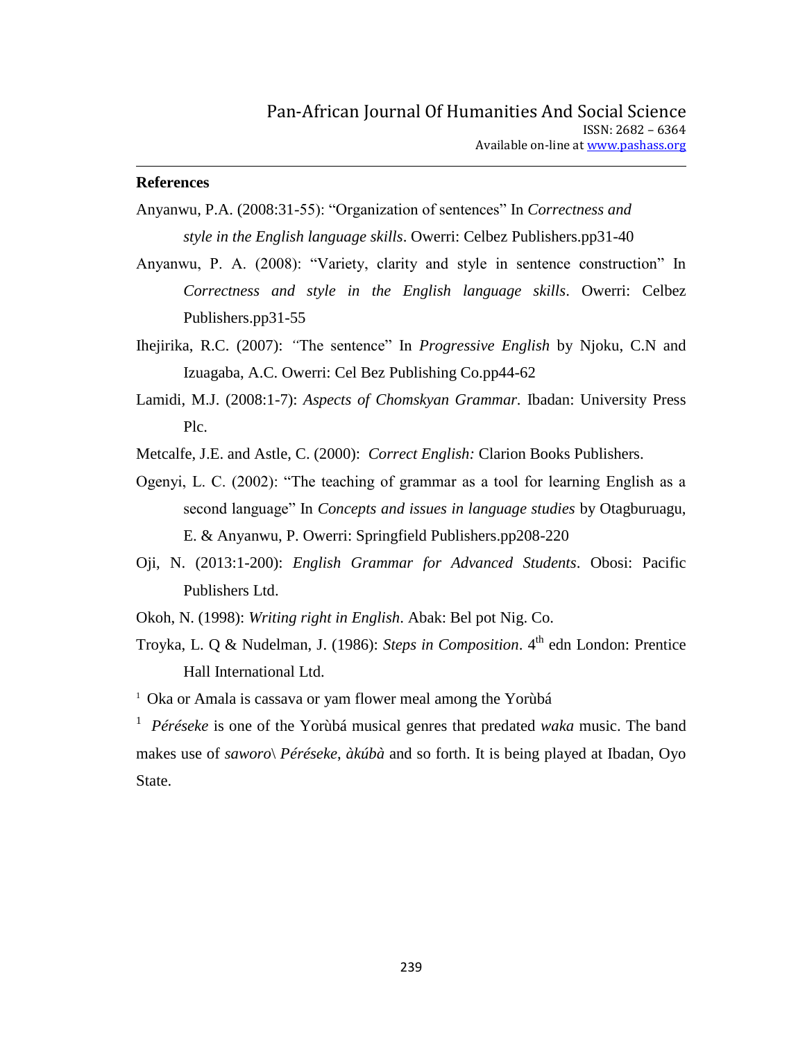## References

Anyanwu, P.A. (2008:31-55): “Organization of sentences” In *Correctness and style in the English language skills*. Owerri: Celbez Publishers.pp31-40

Anyanwu, P. A. (2008): “Variety, clarity and style in sentence construction” In *Correctness and style in the English language skills*. Owerri: Celbez Publishers.pp31-55

Ihejirika, R.C. (2007): “The sentence” In *Progressive English* by Njoku, C.N and Izuagaba, A.C. Owerri: Cel Bez Publishing Co.pp44-62

Lamidi, M.J. (2008:1-7): *Aspects of Chomskyan Grammar*. Ibadan: University Press Plc.

Metcalfe, J.E. and Astle, C. (2000): *Correct English:* Clarion Books Publishers.

Ogenyi, L. C. (2002): “The teaching of grammar as a tool for learning English as a second language” In *Concepts and issues in language studies* by Otagburuagu, E. & Anyanwu, P. Owerri: Springfield Publishers.pp208-220

Oji, N. (2013:1-200): *English Grammar for Advanced Students*. Obosi: Pacific Publishers Ltd.

Okoh, N. (1998): *Writing right in English*. Abak: Bel pot Nig. Co.

Troyka, L. Q & Nudelman, J. (1986): *Steps in Composition*. 4th edn London: Prentice Hall International Ltd.

[1] Oka or Amala is cassava or yam flower meal among the Yorùbá

[1] *Péréseke* is one of the Yorùbá musical genres that predated *waka* music. The band makes use of *saworo\ Péréseke, àkúbà* and so forth. It is being played at Ibadan, Oyo State.